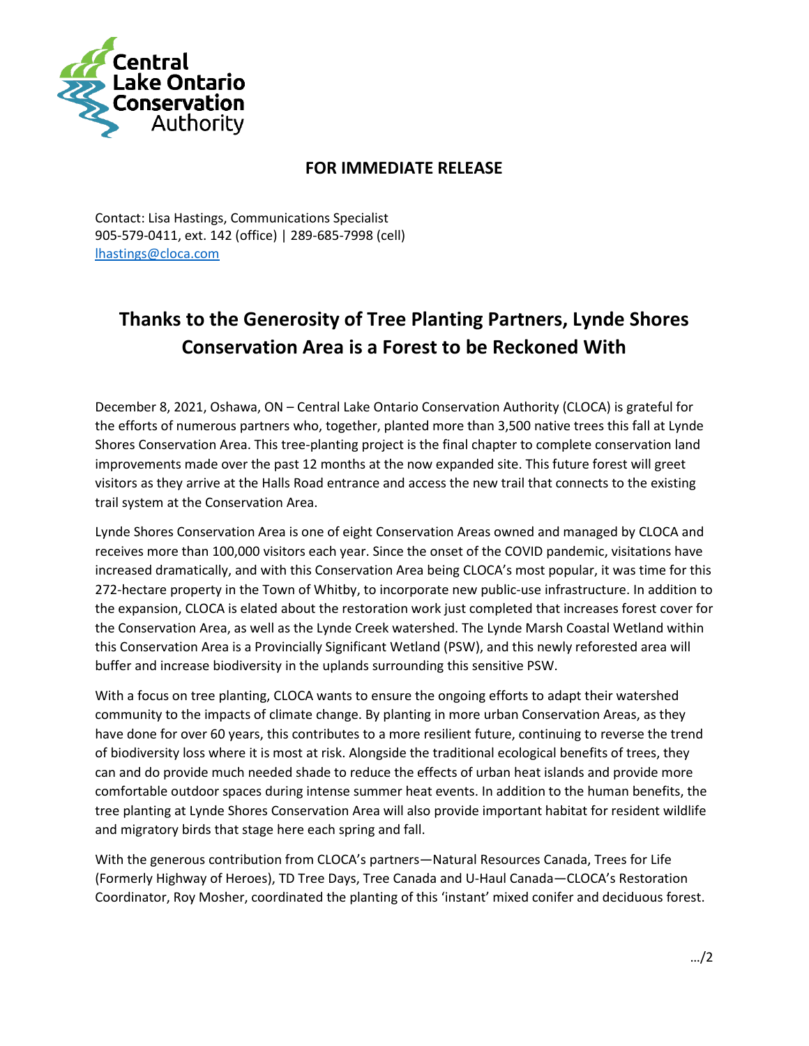Central Lake Ontario Conservation Authority

**FOR IMMEDIATE RELEASE**

Contact: Lisa Hastings, Communications Specialist
905-579-0411, ext. 142 (office) | 289-685-7998 (cell)
lhastings@cloca.com

# Thanks to the Generosity of Tree Planting Partners, Lynde Shores Conservation Area is a Forest to be Reckoned With

December 8, 2021, Oshawa, ON – Central Lake Ontario Conservation Authority (CLOCA) is grateful for the efforts of numerous partners who, together, planted more than 3,500 native trees this fall at Lynde Shores Conservation Area. This tree-planting project is the final chapter to complete conservation land improvements made over the past 12 months at the now expanded site. This future forest will greet visitors as they arrive at the Halls Road entrance and access the new trail that connects to the existing trail system at the Conservation Area.

Lynde Shores Conservation Area is one of eight Conservation Areas owned and managed by CLOCA and receives more than 100,000 visitors each year. Since the onset of the COVID pandemic, visitations have increased dramatically, and with this Conservation Area being CLOCA's most popular, it was time for this 272-hectare property in the Town of Whitby, to incorporate new public-use infrastructure. In addition to the expansion, CLOCA is elated about the restoration work just completed that increases forest cover for the Conservation Area, as well as the Lynde Creek watershed. The Lynde Marsh Coastal Wetland within this Conservation Area is a Provincially Significant Wetland (PSW), and this newly reforested area will buffer and increase biodiversity in the uplands surrounding this sensitive PSW.

With a focus on tree planting, CLOCA wants to ensure the ongoing efforts to adapt their watershed community to the impacts of climate change. By planting in more urban Conservation Areas, as they have done for over 60 years, this contributes to a more resilient future, continuing to reverse the trend of biodiversity loss where it is most at risk. Alongside the traditional ecological benefits of trees, they can and do provide much needed shade to reduce the effects of urban heat islands and provide more comfortable outdoor spaces during intense summer heat events. In addition to the human benefits, the tree planting at Lynde Shores Conservation Area will also provide important habitat for resident wildlife and migratory birds that stage here each spring and fall.

With the generous contribution from CLOCA's partners—Natural Resources Canada, Trees for Life (Formerly Highway of Heroes), TD Tree Days, Tree Canada and U-Haul Canada—CLOCA's Restoration Coordinator, Roy Mosher, coordinated the planting of this 'instant' mixed conifer and deciduous forest.

…/2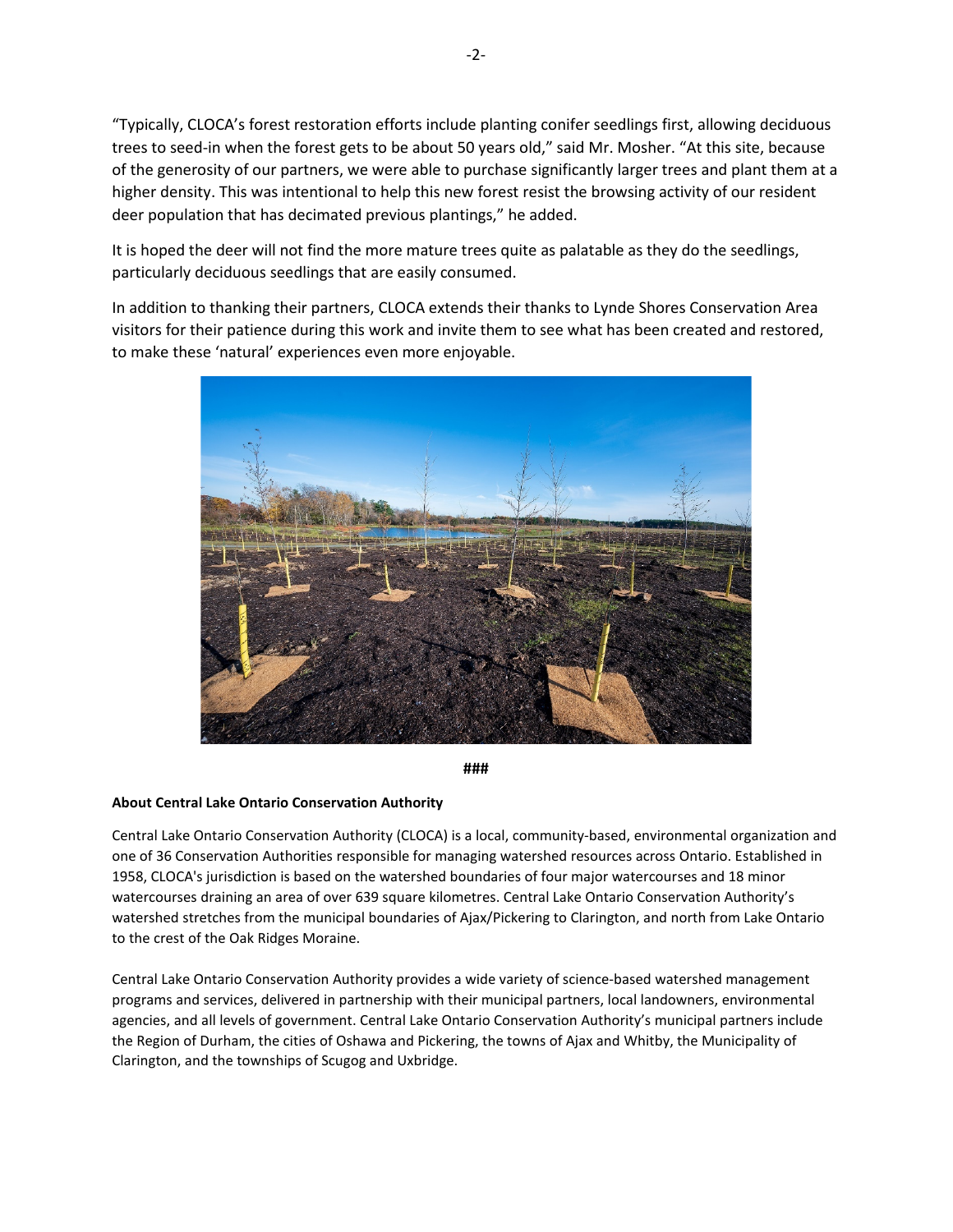"Typically, CLOCA's forest restoration efforts include planting conifer seedlings first, allowing deciduous trees to seed-in when the forest gets to be about 50 years old," said Mr. Mosher. "At this site, because of the generosity of our partners, we were able to purchase significantly larger trees and plant them at a higher density. This was intentional to help this new forest resist the browsing activity of our resident deer population that has decimated previous plantings," he added.

It is hoped the deer will not find the more mature trees quite as palatable as they do the seedlings, particularly deciduous seedlings that are easily consumed.

In addition to thanking their partners, CLOCA extends their thanks to Lynde Shores Conservation Area visitors for their patience during this work and invite them to see what has been created and restored, to make these 'natural' experiences even more enjoyable.

###

**About Central Lake Ontario Conservation Authority**

Central Lake Ontario Conservation Authority (CLOCA) is a local, community-based, environmental organization and one of 36 Conservation Authorities responsible for managing watershed resources across Ontario. Established in 1958, CLOCA's jurisdiction is based on the watershed boundaries of four major watercourses and 18 minor watercourses draining an area of over 639 square kilometres. Central Lake Ontario Conservation Authority's watershed stretches from the municipal boundaries of Ajax/Pickering to Clarington, and north from Lake Ontario to the crest of the Oak Ridges Moraine.

Central Lake Ontario Conservation Authority provides a wide variety of science-based watershed management programs and services, delivered in partnership with their municipal partners, local landowners, environmental agencies, and all levels of government. Central Lake Ontario Conservation Authority's municipal partners include the Region of Durham, the cities of Oshawa and Pickering, the towns of Ajax and Whitby, the Municipality of Clarington, and the townships of Scugog and Uxbridge.